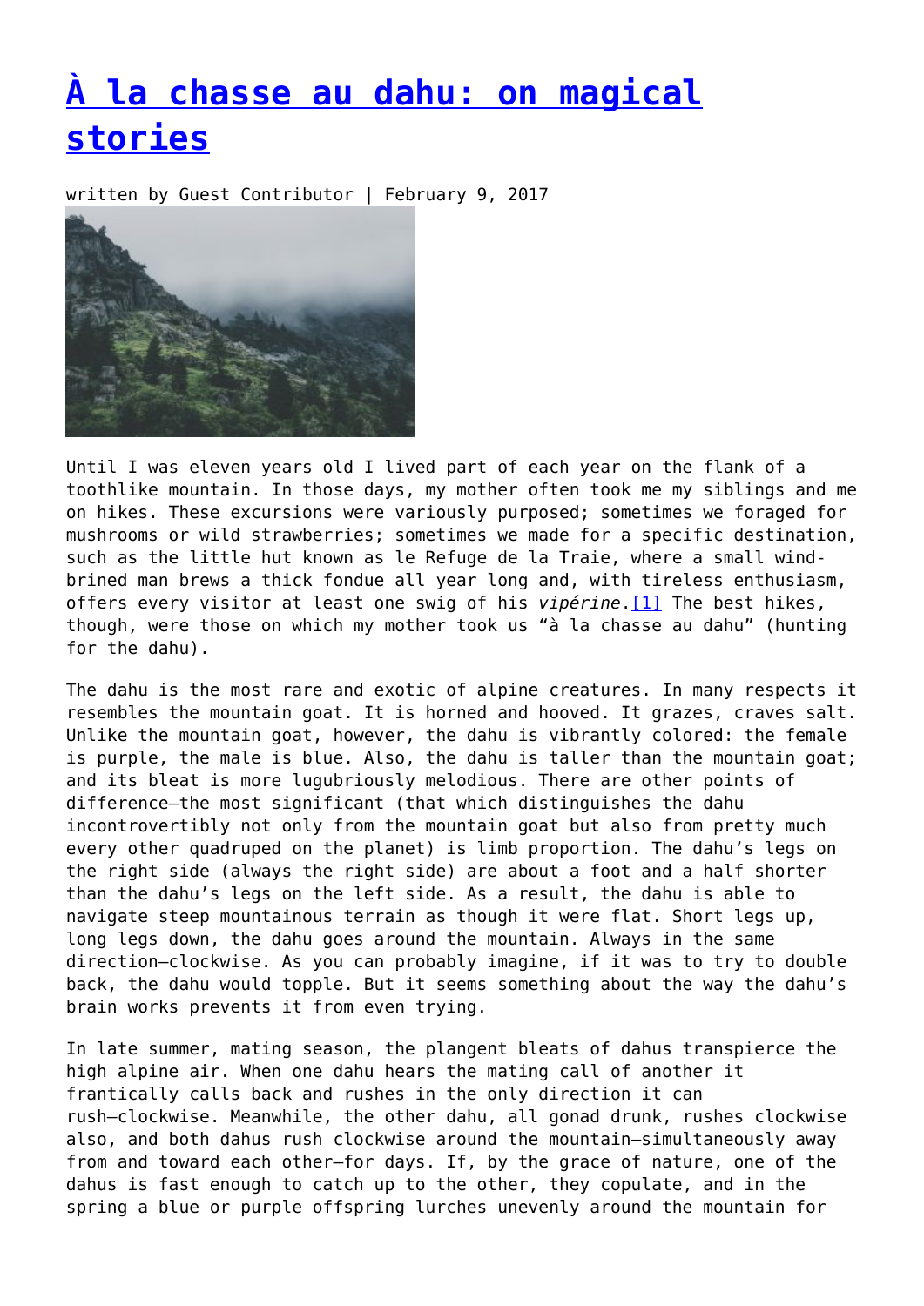# [À la chasse au dahu: on magical stories]

written by Guest Contributor | February 9, 2017

Until I was eleven years old I lived part of each year on the flank of a toothlike mountain. In those days, my mother often took me my siblings and me on hikes. These excursions were variously purposed; sometimes we foraged for mushrooms or wild strawberries; sometimes we made for a specific destination, such as the little hut known as le Refuge de la Traie, where a small wind-brined man brews a thick fondue all year long and, with tireless enthusiasm, offers every visitor at least one swig of his *vipérine*.[1] The best hikes, though, were those on which my mother took us "à la chasse au dahu" (hunting for the dahu).

The dahu is the most rare and exotic of alpine creatures. In many respects it resembles the mountain goat. It is horned and hooved. It grazes, craves salt. Unlike the mountain goat, however, the dahu is vibrantly colored: the female is purple, the male is blue. Also, the dahu is taller than the mountain goat; and its bleat is more lugubriously melodious. There are other points of difference—the most significant (that which distinguishes the dahu incontrovertibly not only from the mountain goat but also from pretty much every other quadruped on the planet) is limb proportion. The dahu's legs on the right side (always the right side) are about a foot and a half shorter than the dahu's legs on the left side. As a result, the dahu is able to navigate steep mountainous terrain as though it were flat. Short legs up, long legs down, the dahu goes around the mountain. Always in the same direction—clockwise. As you can probably imagine, if it was to try to double back, the dahu would topple. But it seems something about the way the dahu's brain works prevents it from even trying.

In late summer, mating season, the plangent bleats of dahus transpierce the high alpine air. When one dahu hears the mating call of another it frantically calls back and rushes in the only direction it can rush—clockwise. Meanwhile, the other dahu, all gonad drunk, rushes clockwise also, and both dahus rush clockwise around the mountain—simultaneously away from and toward each other—for days. If, by the grace of nature, one of the dahus is fast enough to catch up to the other, they copulate, and in the spring a blue or purple offspring lurches unevenly around the mountain for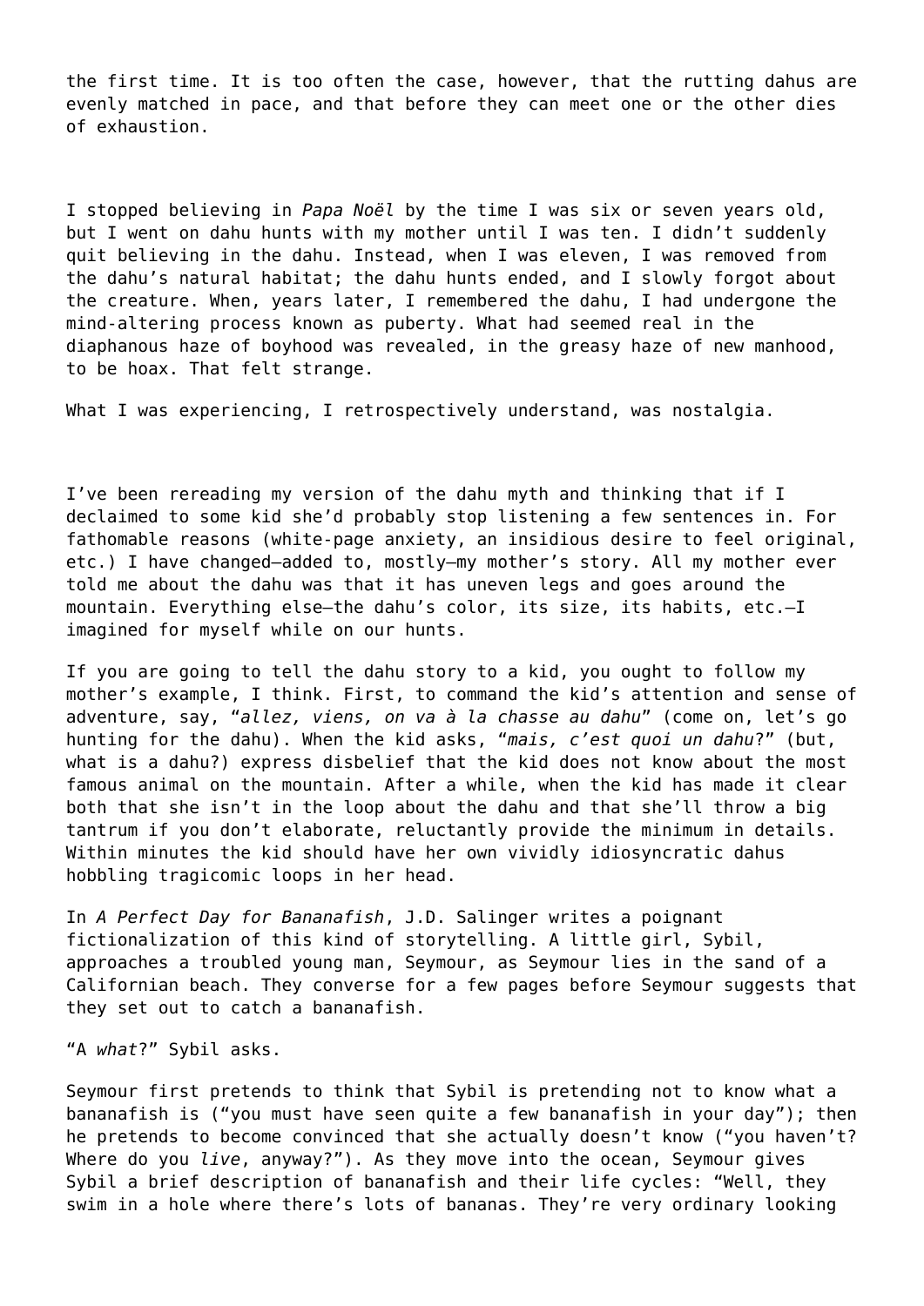the first time. It is too often the case, however, that the rutting dahus are evenly matched in pace, and that before they can meet one or the other dies of exhaustion.

I stopped believing in *Papa Noël* by the time I was six or seven years old, but I went on dahu hunts with my mother until I was ten. I didn't suddenly quit believing in the dahu. Instead, when I was eleven, I was removed from the dahu's natural habitat; the dahu hunts ended, and I slowly forgot about the creature. When, years later, I remembered the dahu, I had undergone the mind-altering process known as puberty. What had seemed real in the diaphanous haze of boyhood was revealed, in the greasy haze of new manhood, to be hoax. That felt strange.

What I was experiencing, I retrospectively understand, was nostalgia.

I've been rereading my version of the dahu myth and thinking that if I declaimed to some kid she'd probably stop listening a few sentences in. For fathomable reasons (white-page anxiety, an insidious desire to feel original, etc.) I have changed—added to, mostly—my mother's story. All my mother ever told me about the dahu was that it has uneven legs and goes around the mountain. Everything else—the dahu's color, its size, its habits, etc.—I imagined for myself while on our hunts.

If you are going to tell the dahu story to a kid, you ought to follow my mother's example, I think. First, to command the kid's attention and sense of adventure, say, "*allez, viens, on va à la chasse au dahu*" (come on, let's go hunting for the dahu). When the kid asks, "*mais, c'est quoi un dahu*?" (but, what is a dahu?) express disbelief that the kid does not know about the most famous animal on the mountain. After a while, when the kid has made it clear both that she isn't in the loop about the dahu and that she'll throw a big tantrum if you don't elaborate, reluctantly provide the minimum in details. Within minutes the kid should have her own vividly idiosyncratic dahus hobbling tragicomic loops in her head.

In *A Perfect Day for Bananafish*, J.D. Salinger writes a poignant fictionalization of this kind of storytelling. A little girl, Sybil, approaches a troubled young man, Seymour, as Seymour lies in the sand of a Californian beach. They converse for a few pages before Seymour suggests that they set out to catch a bananafish.

"A *what*?" Sybil asks.

Seymour first pretends to think that Sybil is pretending not to know what a bananafish is ("you must have seen quite a few bananafish in your day"); then he pretends to become convinced that she actually doesn't know ("you haven't? Where do you *live*, anyway?"). As they move into the ocean, Seymour gives Sybil a brief description of bananafish and their life cycles: "Well, they swim in a hole where there's lots of bananas. They're very ordinary looking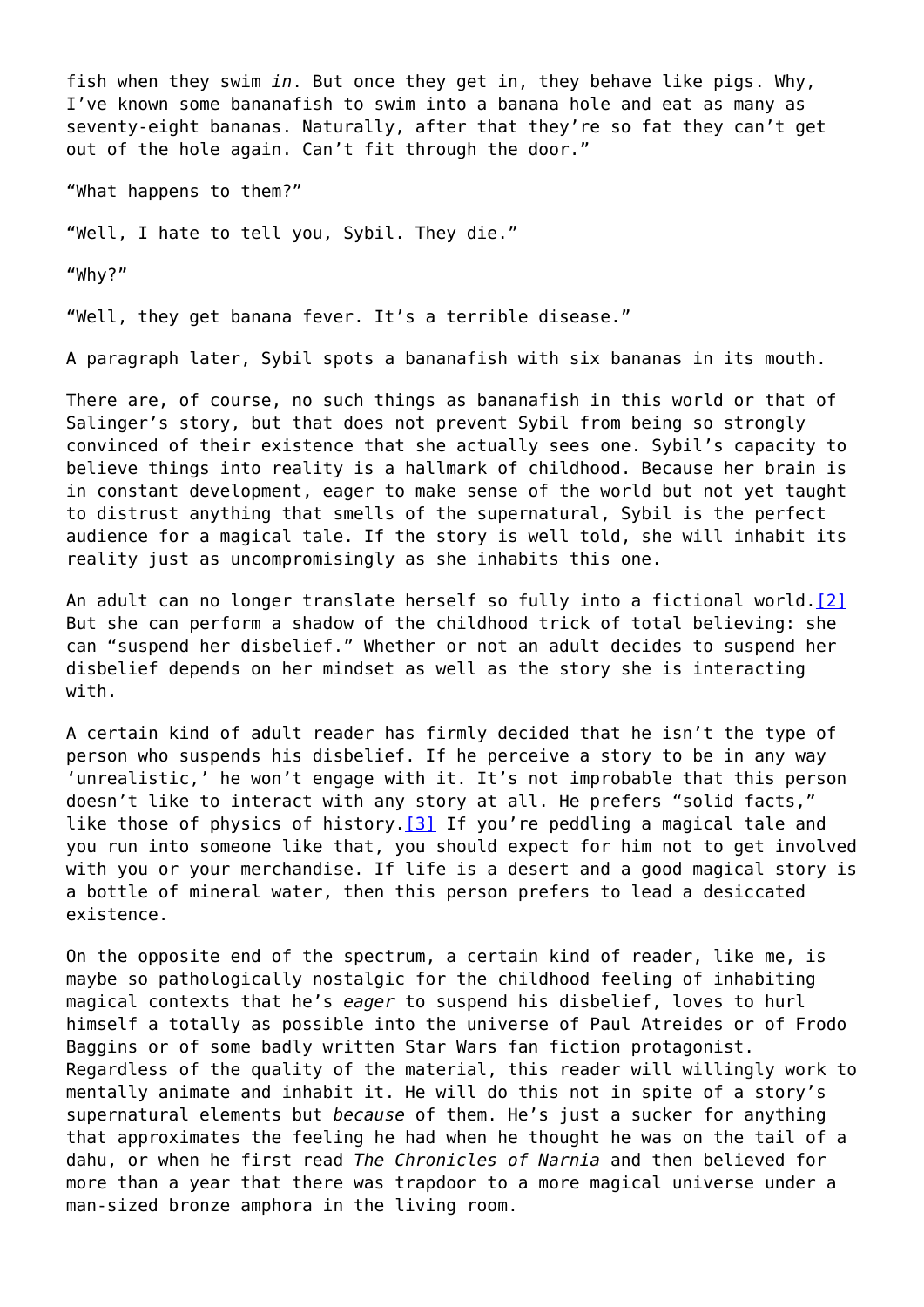fish when they swim *in*. But once they get in, they behave like pigs. Why, I've known some bananafish to swim into a banana hole and eat as many as seventy-eight bananas. Naturally, after that they're so fat they can't get out of the hole again. Can't fit through the door."

"What happens to them?"

"Well, I hate to tell you, Sybil. They die."

"Why?"

"Well, they get banana fever. It's a terrible disease."

A paragraph later, Sybil spots a bananafish with six bananas in its mouth.

There are, of course, no such things as bananafish in this world or that of Salinger's story, but that does not prevent Sybil from being so strongly convinced of their existence that she actually sees one. Sybil's capacity to believe things into reality is a hallmark of childhood. Because her brain is in constant development, eager to make sense of the world but not yet taught to distrust anything that smells of the supernatural, Sybil is the perfect audience for a magical tale. If the story is well told, she will inhabit its reality just as uncompromisingly as she inhabits this one.

An adult can no longer translate herself so fully into a fictional world.[2] But she can perform a shadow of the childhood trick of total believing: she can "suspend her disbelief." Whether or not an adult decides to suspend her disbelief depends on her mindset as well as the story she is interacting with.

A certain kind of adult reader has firmly decided that he isn't the type of person who suspends his disbelief. If he perceive a story to be in any way 'unrealistic,' he won't engage with it. It's not improbable that this person doesn't like to interact with any story at all. He prefers "solid facts," like those of physics of history.[3] If you're peddling a magical tale and you run into someone like that, you should expect for him not to get involved with you or your merchandise. If life is a desert and a good magical story is a bottle of mineral water, then this person prefers to lead a desiccated existence.

On the opposite end of the spectrum, a certain kind of reader, like me, is maybe so pathologically nostalgic for the childhood feeling of inhabiting magical contexts that he's *eager* to suspend his disbelief, loves to hurl himself a totally as possible into the universe of Paul Atreides or of Frodo Baggins or of some badly written Star Wars fan fiction protagonist. Regardless of the quality of the material, this reader will willingly work to mentally animate and inhabit it. He will do this not in spite of a story's supernatural elements but *because* of them. He's just a sucker for anything that approximates the feeling he had when he thought he was on the tail of a dahu, or when he first read *The Chronicles of Narnia* and then believed for more than a year that there was trapdoor to a more magical universe under a man-sized bronze amphora in the living room.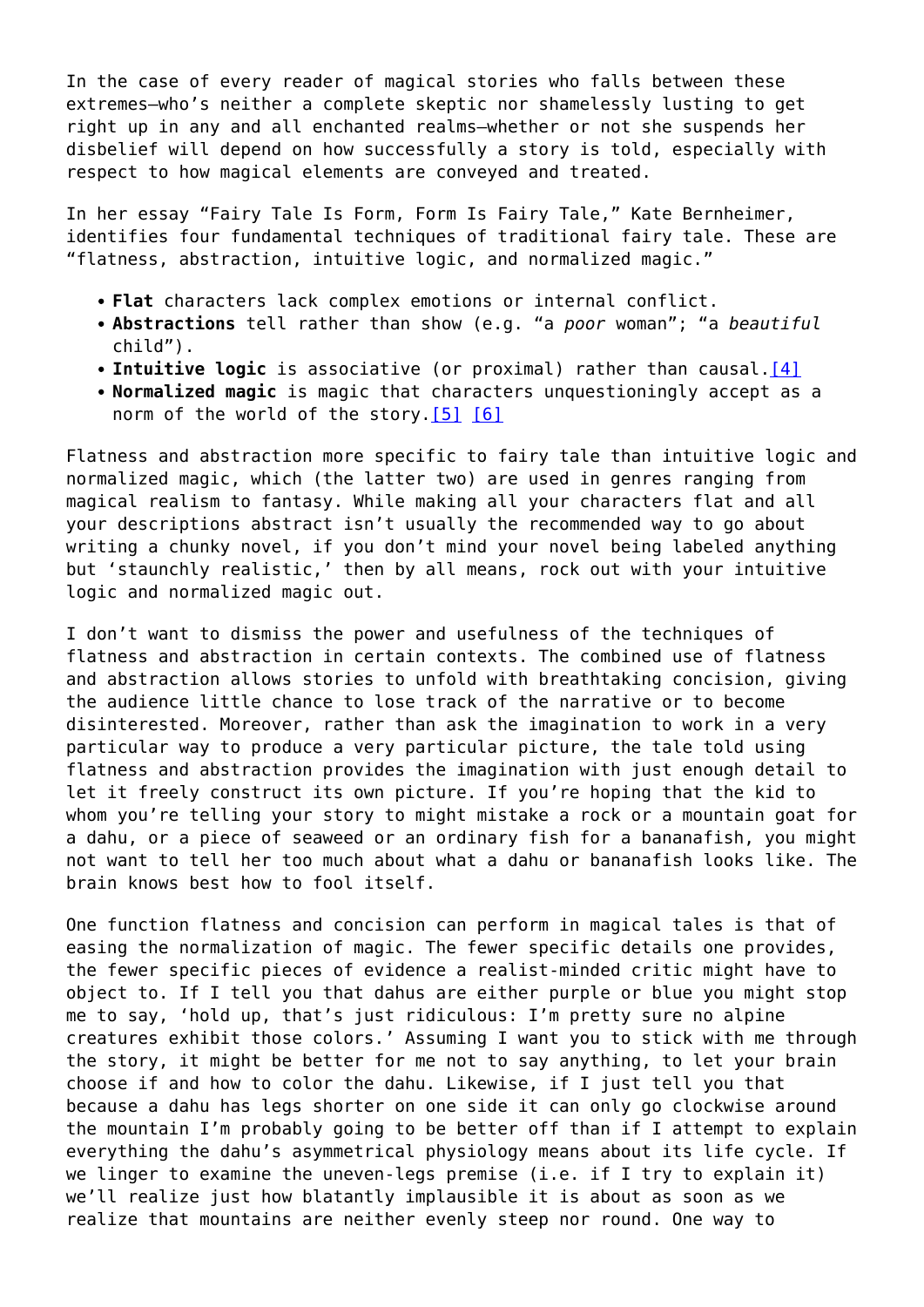In the case of every reader of magical stories who falls between these extremes—who's neither a complete skeptic nor shamelessly lusting to get right up in any and all enchanted realms—whether or not she suspends her disbelief will depend on how successfully a story is told, especially with respect to how magical elements are conveyed and treated.

In her essay "Fairy Tale Is Form, Form Is Fairy Tale," Kate Bernheimer, identifies four fundamental techniques of traditional fairy tale. These are "flatness, abstraction, intuitive logic, and normalized magic."

- **Flat** characters lack complex emotions or internal conflict.
- **Abstractions** tell rather than show (e.g. "a *poor* woman"; "a *beautiful* child").
- **Intuitive logic** is associative (or proximal) rather than causal.[4]
- **Normalized magic** is magic that characters unquestioningly accept as a norm of the world of the story.[5] [6]

Flatness and abstraction more specific to fairy tale than intuitive logic and normalized magic, which (the latter two) are used in genres ranging from magical realism to fantasy. While making all your characters flat and all your descriptions abstract isn't usually the recommended way to go about writing a chunky novel, if you don't mind your novel being labeled anything but 'staunchly realistic,' then by all means, rock out with your intuitive logic and normalized magic out.

I don't want to dismiss the power and usefulness of the techniques of flatness and abstraction in certain contexts. The combined use of flatness and abstraction allows stories to unfold with breathtaking concision, giving the audience little chance to lose track of the narrative or to become disinterested. Moreover, rather than ask the imagination to work in a very particular way to produce a very particular picture, the tale told using flatness and abstraction provides the imagination with just enough detail to let it freely construct its own picture. If you're hoping that the kid to whom you're telling your story to might mistake a rock or a mountain goat for a dahu, or a piece of seaweed or an ordinary fish for a bananafish, you might not want to tell her too much about what a dahu or bananafish looks like. The brain knows best how to fool itself.

One function flatness and concision can perform in magical tales is that of easing the normalization of magic. The fewer specific details one provides, the fewer specific pieces of evidence a realist-minded critic might have to object to. If I tell you that dahus are either purple or blue you might stop me to say, 'hold up, that's just ridiculous: I'm pretty sure no alpine creatures exhibit those colors.' Assuming I want you to stick with me through the story, it might be better for me not to say anything, to let your brain choose if and how to color the dahu. Likewise, if I just tell you that because a dahu has legs shorter on one side it can only go clockwise around the mountain I'm probably going to be better off than if I attempt to explain everything the dahu's asymmetrical physiology means about its life cycle. If we linger to examine the uneven-legs premise (i.e. if I try to explain it) we'll realize just how blatantly implausible it is about as soon as we realize that mountains are neither evenly steep nor round. One way to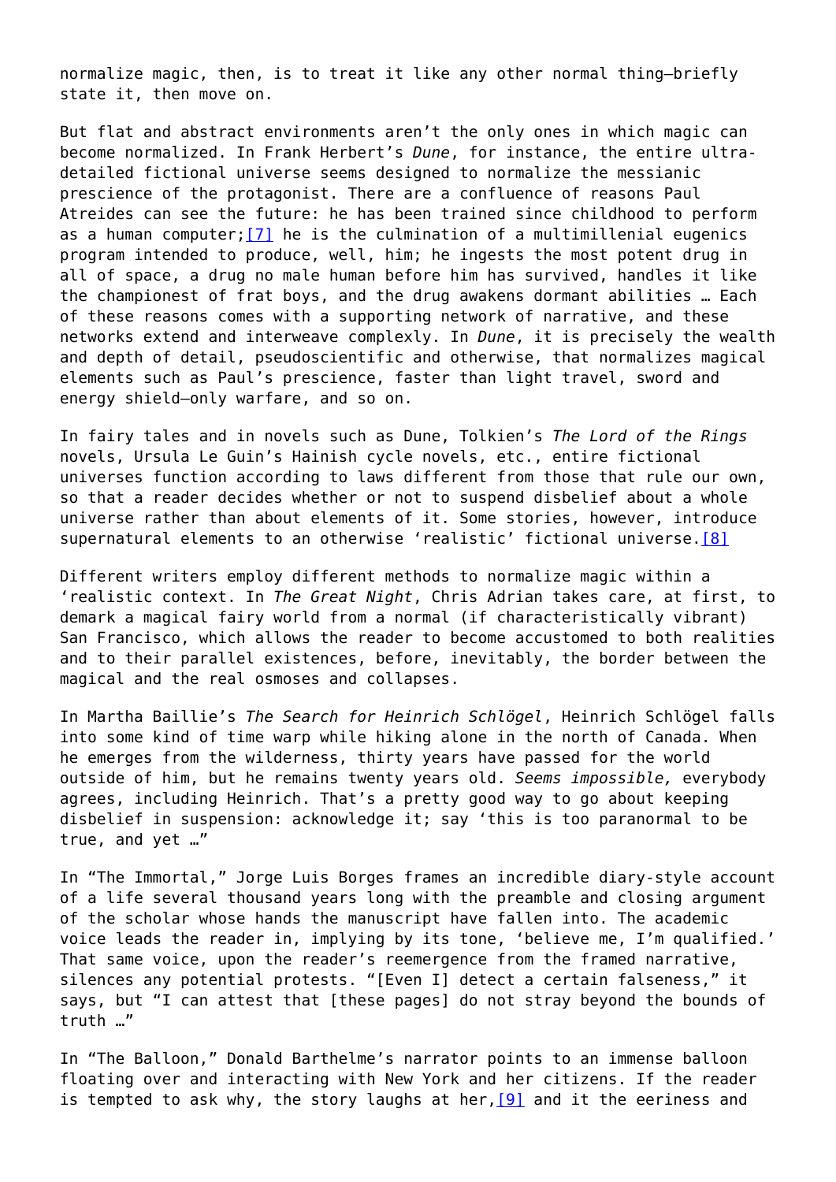normalize magic, then, is to treat it like any other normal thing—briefly state it, then move on.

But flat and abstract environments aren't the only ones in which magic can become normalized. In Frank Herbert's *Dune*, for instance, the entire ultra-detailed fictional universe seems designed to normalize the messianic prescience of the protagonist. There are a confluence of reasons Paul Atreides can see the future: he has been trained since childhood to perform as a human computer;[7] he is the culmination of a multimillenial eugenics program intended to produce, well, him; he ingests the most potent drug in all of space, a drug no male human before him has survived, handles it like the championest of frat boys, and the drug awakens dormant abilities … Each of these reasons comes with a supporting network of narrative, and these networks extend and interweave complexly. In *Dune*, it is precisely the wealth and depth of detail, pseudoscientific and otherwise, that normalizes magical elements such as Paul's prescience, faster than light travel, sword and energy shield–only warfare, and so on.

In fairy tales and in novels such as Dune, Tolkien's *The Lord of the Rings* novels, Ursula Le Guin's Hainish cycle novels, etc., entire fictional universes function according to laws different from those that rule our own, so that a reader decides whether or not to suspend disbelief about a whole universe rather than about elements of it. Some stories, however, introduce supernatural elements to an otherwise 'realistic' fictional universe.[8]

Different writers employ different methods to normalize magic within a 'realistic context. In *The Great Night*, Chris Adrian takes care, at first, to demark a magical fairy world from a normal (if characteristically vibrant) San Francisco, which allows the reader to become accustomed to both realities and to their parallel existences, before, inevitably, the border between the magical and the real osmoses and collapses.

In Martha Baillie's *The Search for Heinrich Schlögel*, Heinrich Schlögel falls into some kind of time warp while hiking alone in the north of Canada. When he emerges from the wilderness, thirty years have passed for the world outside of him, but he remains twenty years old. *Seems impossible,* everybody agrees, including Heinrich. That's a pretty good way to go about keeping disbelief in suspension: acknowledge it; say 'this is too paranormal to be true, and yet …"

In "The Immortal," Jorge Luis Borges frames an incredible diary-style account of a life several thousand years long with the preamble and closing argument of the scholar whose hands the manuscript have fallen into. The academic voice leads the reader in, implying by its tone, 'believe me, I'm qualified.' That same voice, upon the reader's reemergence from the framed narrative, silences any potential protests. "[Even I] detect a certain falseness," it says, but "I can attest that [these pages] do not stray beyond the bounds of truth …"

In "The Balloon," Donald Barthelme's narrator points to an immense balloon floating over and interacting with New York and her citizens. If the reader is tempted to ask why, the story laughs at her,[9] and it the eeriness and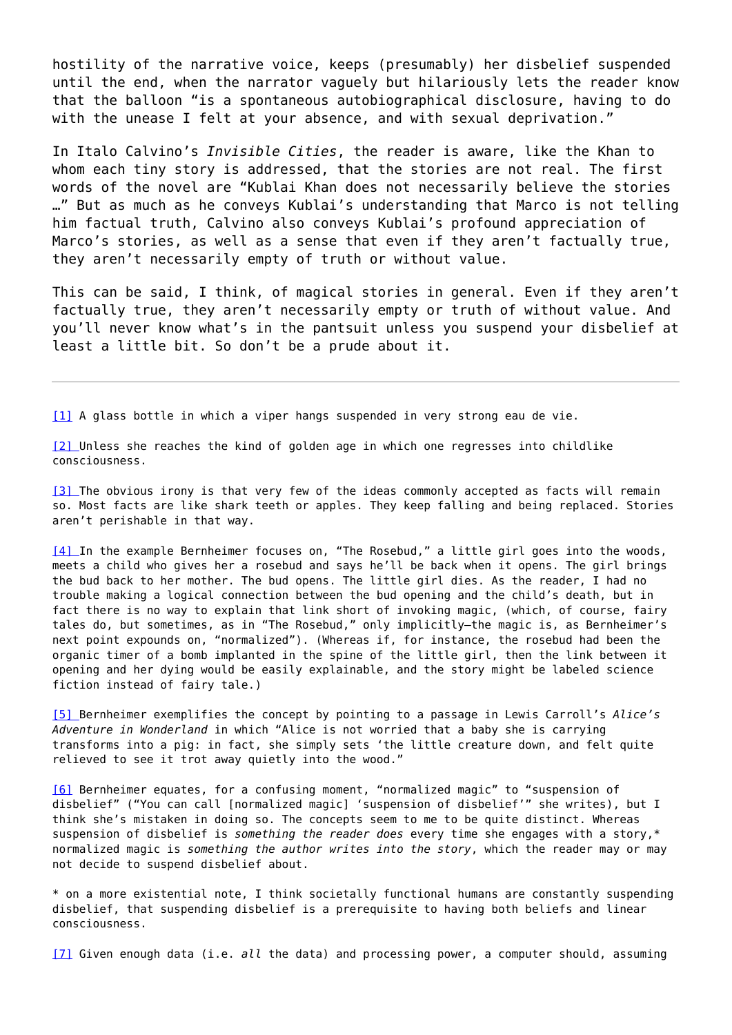hostility of the narrative voice, keeps (presumably) her disbelief suspended until the end, when the narrator vaguely but hilariously lets the reader know that the balloon "is a spontaneous autobiographical disclosure, having to do with the unease I felt at your absence, and with sexual deprivation."

In Italo Calvino's *Invisible Cities*, the reader is aware, like the Khan to whom each tiny story is addressed, that the stories are not real. The first words of the novel are "Kublai Khan does not necessarily believe the stories …" But as much as he conveys Kublai's understanding that Marco is not telling him factual truth, Calvino also conveys Kublai's profound appreciation of Marco's stories, as well as a sense that even if they aren't factually true, they aren't necessarily empty of truth or without value.

This can be said, I think, of magical stories in general. Even if they aren't factually true, they aren't necessarily empty or truth of without value. And you'll never know what's in the pantsuit unless you suspend your disbelief at least a little bit. So don't be a prude about it.

---

[1] A glass bottle in which a viper hangs suspended in very strong eau de vie.

[2] Unless she reaches the kind of golden age in which one regresses into childlike consciousness.

[3] The obvious irony is that very few of the ideas commonly accepted as facts will remain so. Most facts are like shark teeth or apples. They keep falling and being replaced. Stories aren't perishable in that way.

[4] In the example Bernheimer focuses on, "The Rosebud," a little girl goes into the woods, meets a child who gives her a rosebud and says he'll be back when it opens. The girl brings the bud back to her mother. The bud opens. The little girl dies. As the reader, I had no trouble making a logical connection between the bud opening and the child's death, but in fact there is no way to explain that link short of invoking magic, (which, of course, fairy tales do, but sometimes, as in "The Rosebud," only implicitly—the magic is, as Bernheimer's next point expounds on, "normalized"). (Whereas if, for instance, the rosebud had been the organic timer of a bomb implanted in the spine of the little girl, then the link between it opening and her dying would be easily explainable, and the story might be labeled science fiction instead of fairy tale.)

[5] Bernheimer exemplifies the concept by pointing to a passage in Lewis Carroll's *Alice's Adventure in Wonderland* in which "Alice is not worried that a baby she is carrying transforms into a pig: in fact, she simply sets 'the little creature down, and felt quite relieved to see it trot away quietly into the wood."

[6] Bernheimer equates, for a confusing moment, "normalized magic" to "suspension of disbelief" ("You can call [normalized magic] 'suspension of disbelief'" she writes), but I think she's mistaken in doing so. The concepts seem to me to be quite distinct. Whereas suspension of disbelief is *something the reader does* every time she engages with a story,* normalized magic is *something the author writes into the story*, which the reader may or may not decide to suspend disbelief about.

* on a more existential note, I think societally functional humans are constantly suspending disbelief, that suspending disbelief is a prerequisite to having both beliefs and linear consciousness.

[7] Given enough data (i.e. *all* the data) and processing power, a computer should, assuming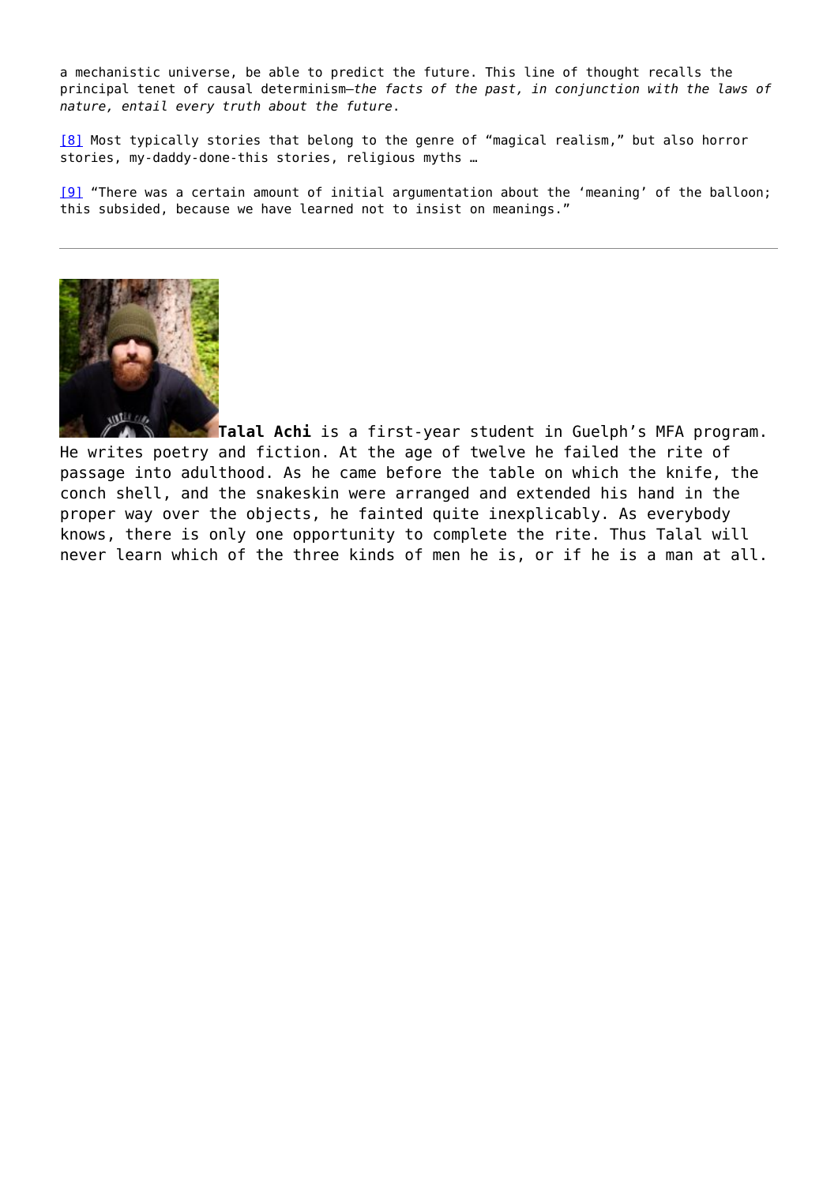a mechanistic universe, be able to predict the future. This line of thought recalls the principal tenet of causal determinism—*the facts of the past, in conjunction with the laws of nature, entail every truth about the future.*

[8] Most typically stories that belong to the genre of "magical realism," but also horror stories, my-daddy-done-this stories, religious myths …

[9] "There was a certain amount of initial argumentation about the 'meaning' of the balloon; this subsided, because we have learned not to insist on meanings."

---

**Talal Achi** is a first-year student in Guelph's MFA program. He writes poetry and fiction. At the age of twelve he failed the rite of passage into adulthood. As he came before the table on which the knife, the conch shell, and the snakeskin were arranged and extended his hand in the proper way over the objects, he fainted quite inexplicably. As everybody knows, there is only one opportunity to complete the rite. Thus Talal will never learn which of the three kinds of men he is, or if he is a man at all.